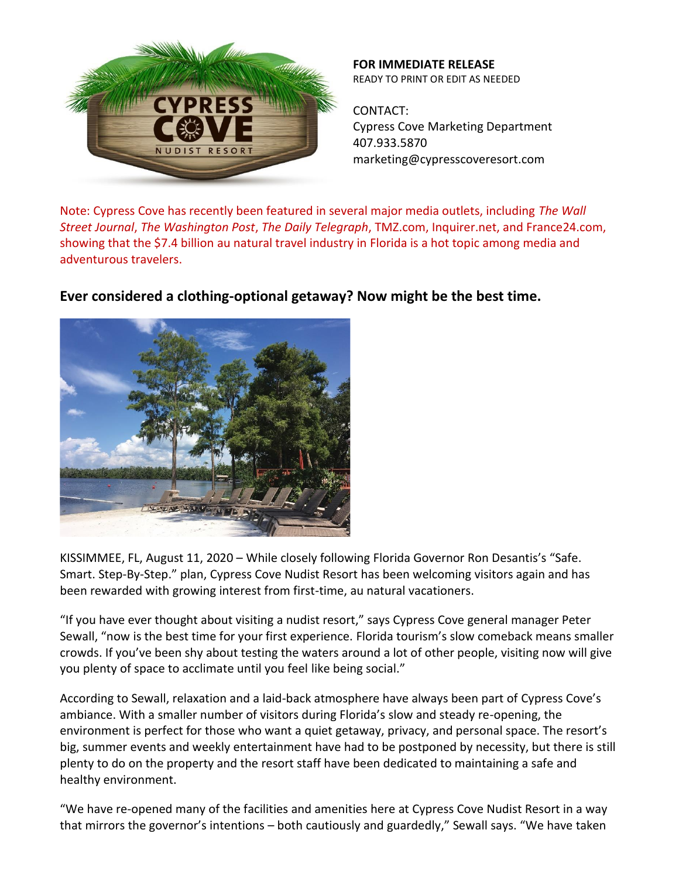**FOR IMMEDIATE RELEASE**
READY TO PRINT OR EDIT AS NEEDED

CONTACT:
Cypress Cove Marketing Department
407.933.5870
marketing@cypresscoveresort.com

Note: Cypress Cove has recently been featured in several major media outlets, including *The Wall Street Journal*, *The Washington Post*, *The Daily Telegraph*, TMZ.com, Inquirer.net, and France24.com, showing that the $7.4 billion au natural travel industry in Florida is a hot topic among media and adventurous travelers.

## Ever considered a clothing-optional getaway? Now might be the best time.

KISSIMMEE, FL, August 11, 2020 – While closely following Florida Governor Ron Desantis's "Safe. Smart. Step-By-Step." plan, Cypress Cove Nudist Resort has been welcoming visitors again and has been rewarded with growing interest from first-time, au natural vacationers.

"If you have ever thought about visiting a nudist resort," says Cypress Cove general manager Peter Sewall, "now is the best time for your first experience. Florida tourism's slow comeback means smaller crowds. If you've been shy about testing the waters around a lot of other people, visiting now will give you plenty of space to acclimate until you feel like being social."

According to Sewall, relaxation and a laid-back atmosphere have always been part of Cypress Cove's ambiance. With a smaller number of visitors during Florida's slow and steady re-opening, the environment is perfect for those who want a quiet getaway, privacy, and personal space. The resort's big, summer events and weekly entertainment have had to be postponed by necessity, but there is still plenty to do on the property and the resort staff have been dedicated to maintaining a safe and healthy environment.

"We have re-opened many of the facilities and amenities here at Cypress Cove Nudist Resort in a way that mirrors the governor's intentions – both cautiously and guardedly," Sewall says. "We have taken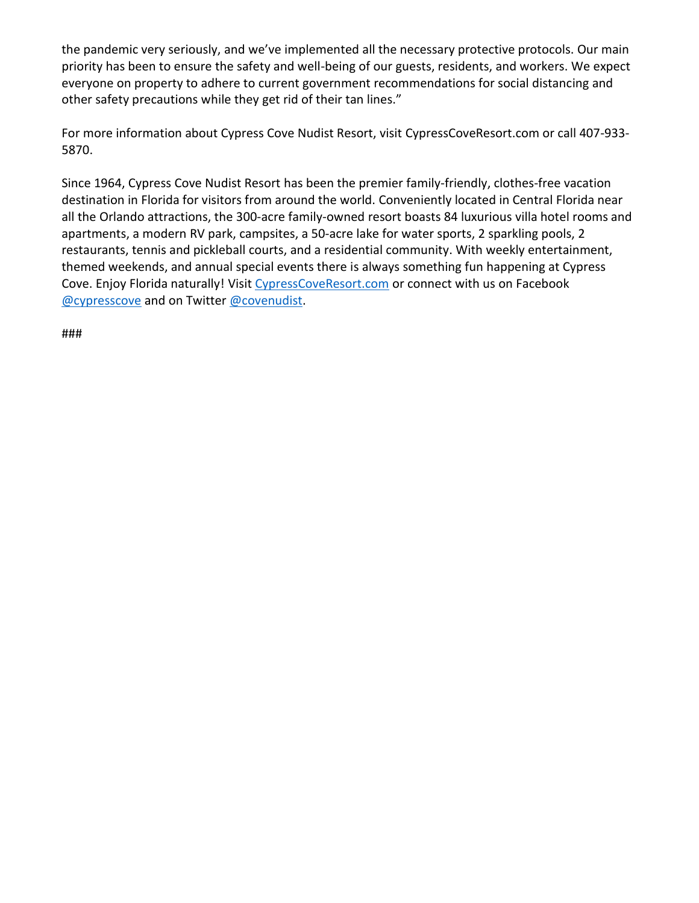the pandemic very seriously, and we've implemented all the necessary protective protocols. Our main priority has been to ensure the safety and well-being of our guests, residents, and workers. We expect everyone on property to adhere to current government recommendations for social distancing and other safety precautions while they get rid of their tan lines."

For more information about Cypress Cove Nudist Resort, visit CypressCoveResort.com or call 407-933-5870.

Since 1964, Cypress Cove Nudist Resort has been the premier family-friendly, clothes-free vacation destination in Florida for visitors from around the world. Conveniently located in Central Florida near all the Orlando attractions, the 300-acre family-owned resort boasts 84 luxurious villa hotel rooms and apartments, a modern RV park, campsites, a 50-acre lake for water sports, 2 sparkling pools, 2 restaurants, tennis and pickleball courts, and a residential community. With weekly entertainment, themed weekends, and annual special events there is always something fun happening at Cypress Cove. Enjoy Florida naturally! Visit CypressCoveResort.com or connect with us on Facebook @cypresscove and on Twitter @covenudist.

###